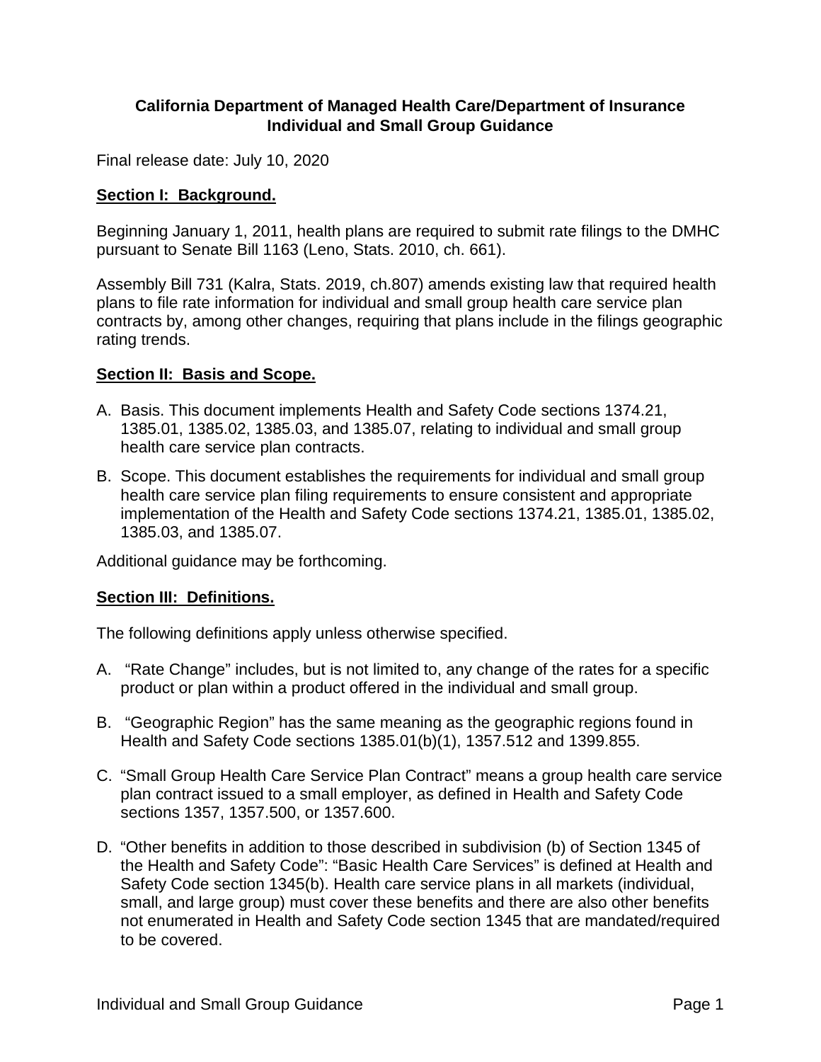**California Department of Managed Health Care/Department of Insurance**
**Individual and Small Group Guidance**

Final release date: July 10, 2020

## Section I: Background.

Beginning January 1, 2011, health plans are required to submit rate filings to the DMHC pursuant to Senate Bill 1163 (Leno, Stats. 2010, ch. 661).

Assembly Bill 731 (Kalra, Stats. 2019, ch.807) amends existing law that required health plans to file rate information for individual and small group health care service plan contracts by, among other changes, requiring that plans include in the filings geographic rating trends.

## Section II: Basis and Scope.

A. Basis. This document implements Health and Safety Code sections 1374.21, 1385.01, 1385.02, 1385.03, and 1385.07, relating to individual and small group health care service plan contracts.

B. Scope. This document establishes the requirements for individual and small group health care service plan filing requirements to ensure consistent and appropriate implementation of the Health and Safety Code sections 1374.21, 1385.01, 1385.02, 1385.03, and 1385.07.

Additional guidance may be forthcoming.

## Section III: Definitions.

The following definitions apply unless otherwise specified.

A. "Rate Change" includes, but is not limited to, any change of the rates for a specific product or plan within a product offered in the individual and small group.

B. "Geographic Region" has the same meaning as the geographic regions found in Health and Safety Code sections 1385.01(b)(1), 1357.512 and 1399.855.

C. "Small Group Health Care Service Plan Contract" means a group health care service plan contract issued to a small employer, as defined in Health and Safety Code sections 1357, 1357.500, or 1357.600.

D. "Other benefits in addition to those described in subdivision (b) of Section 1345 of the Health and Safety Code": "Basic Health Care Services" is defined at Health and Safety Code section 1345(b). Health care service plans in all markets (individual, small, and large group) must cover these benefits and there are also other benefits not enumerated in Health and Safety Code section 1345 that are mandated/required to be covered.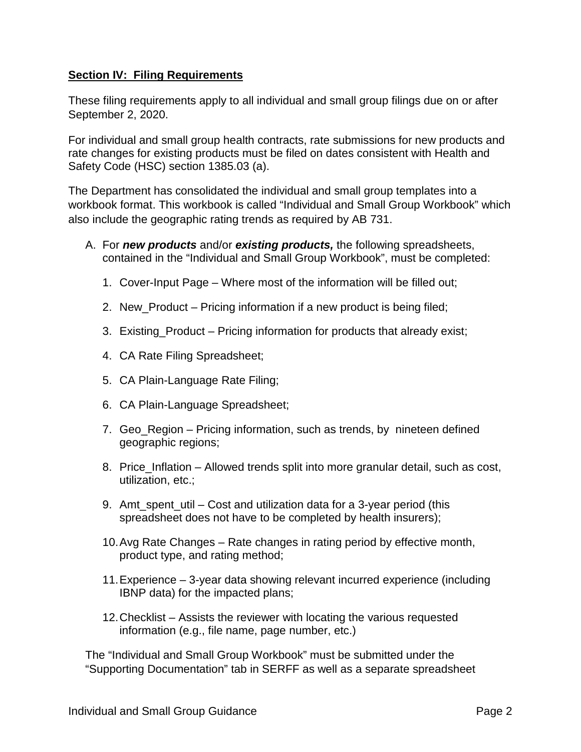**Section IV: Filing Requirements**

These filing requirements apply to all individual and small group filings due on or after September 2, 2020.

For individual and small group health contracts, rate submissions for new products and rate changes for existing products must be filed on dates consistent with Health and Safety Code (HSC) section 1385.03 (a).

The Department has consolidated the individual and small group templates into a workbook format. This workbook is called "Individual and Small Group Workbook" which also include the geographic rating trends as required by AB 731.

A. For ***new products*** and/or ***existing products,*** the following spreadsheets, contained in the "Individual and Small Group Workbook", must be completed:

   1. Cover-Input Page – Where most of the information will be filled out;

   2. New_Product – Pricing information if a new product is being filed;

   3. Existing_Product – Pricing information for products that already exist;

   4. CA Rate Filing Spreadsheet;

   5. CA Plain-Language Rate Filing;

   6. CA Plain-Language Spreadsheet;

   7. Geo_Region – Pricing information, such as trends, by nineteen defined geographic regions;

   8. Price_Inflation – Allowed trends split into more granular detail, such as cost, utilization, etc.;

   9. Amt_spent_util – Cost and utilization data for a 3-year period (this spreadsheet does not have to be completed by health insurers);

   10. Avg Rate Changes – Rate changes in rating period by effective month, product type, and rating method;

   11. Experience – 3-year data showing relevant incurred experience (including IBNP data) for the impacted plans;

   12. Checklist – Assists the reviewer with locating the various requested information (e.g., file name, page number, etc.)

The "Individual and Small Group Workbook" must be submitted under the "Supporting Documentation" tab in SERFF as well as a separate spreadsheet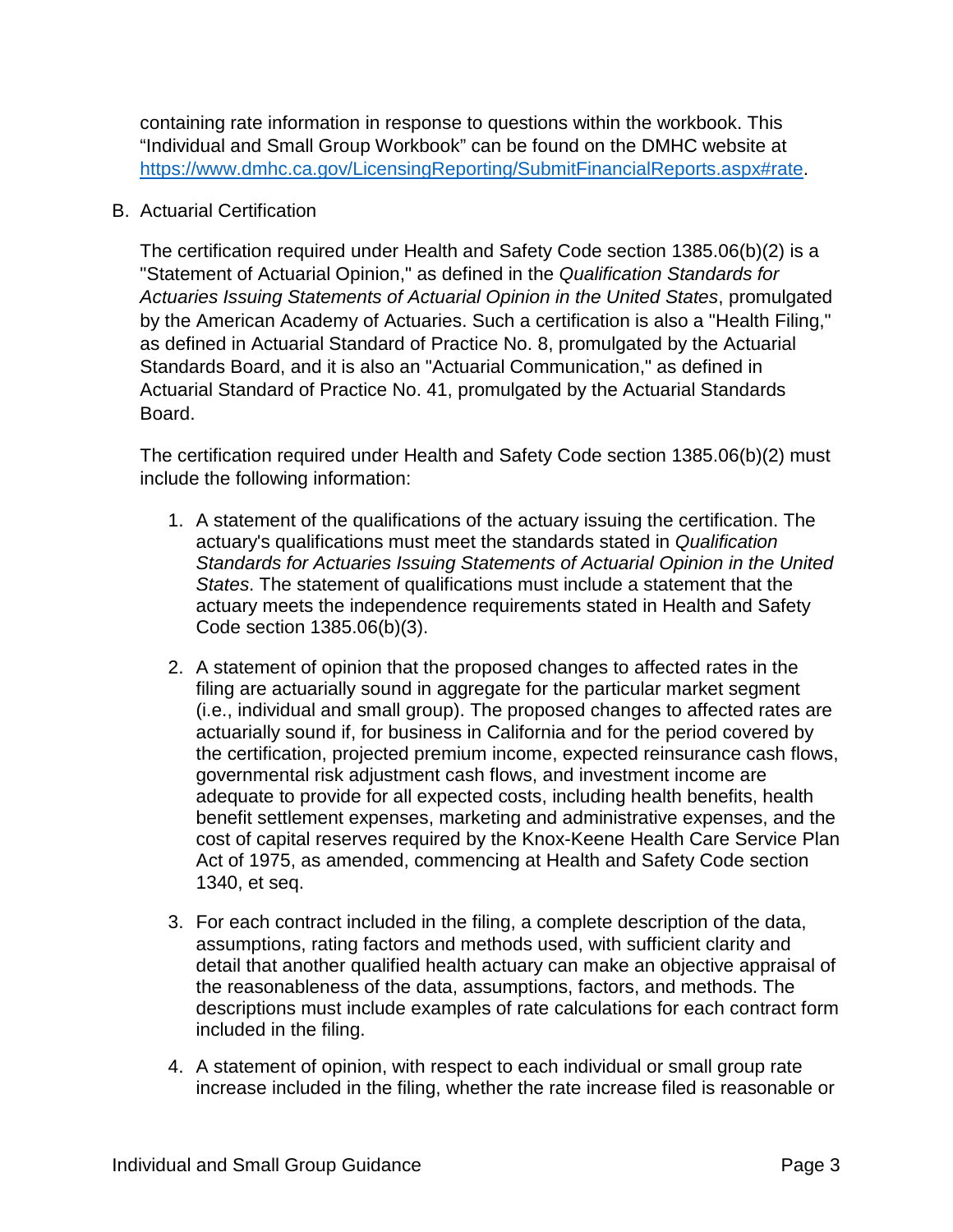containing rate information in response to questions within the workbook. This "Individual and Small Group Workbook" can be found on the DMHC website at [https://www.dmhc.ca.gov/LicensingReporting/SubmitFinancialReports.aspx#rate](https://www.dmhc.ca.gov/LicensingReporting/SubmitFinancialReports.aspx#rate).

B. Actuarial Certification

The certification required under Health and Safety Code section 1385.06(b)(2) is a "Statement of Actuarial Opinion," as defined in the *Qualification Standards for Actuaries Issuing Statements of Actuarial Opinion in the United States*, promulgated by the American Academy of Actuaries. Such a certification is also a "Health Filing," as defined in Actuarial Standard of Practice No. 8, promulgated by the Actuarial Standards Board, and it is also an "Actuarial Communication," as defined in Actuarial Standard of Practice No. 41, promulgated by the Actuarial Standards Board.

The certification required under Health and Safety Code section 1385.06(b)(2) must include the following information:

1. A statement of the qualifications of the actuary issuing the certification. The actuary's qualifications must meet the standards stated in *Qualification Standards for Actuaries Issuing Statements of Actuarial Opinion in the United States*. The statement of qualifications must include a statement that the actuary meets the independence requirements stated in Health and Safety Code section 1385.06(b)(3).

2. A statement of opinion that the proposed changes to affected rates in the filing are actuarially sound in aggregate for the particular market segment (i.e., individual and small group). The proposed changes to affected rates are actuarially sound if, for business in California and for the period covered by the certification, projected premium income, expected reinsurance cash flows, governmental risk adjustment cash flows, and investment income are adequate to provide for all expected costs, including health benefits, health benefit settlement expenses, marketing and administrative expenses, and the cost of capital reserves required by the Knox-Keene Health Care Service Plan Act of 1975, as amended, commencing at Health and Safety Code section 1340, et seq.

3. For each contract included in the filing, a complete description of the data, assumptions, rating factors and methods used, with sufficient clarity and detail that another qualified health actuary can make an objective appraisal of the reasonableness of the data, assumptions, factors, and methods. The descriptions must include examples of rate calculations for each contract form included in the filing.

4. A statement of opinion, with respect to each individual or small group rate increase included in the filing, whether the rate increase filed is reasonable or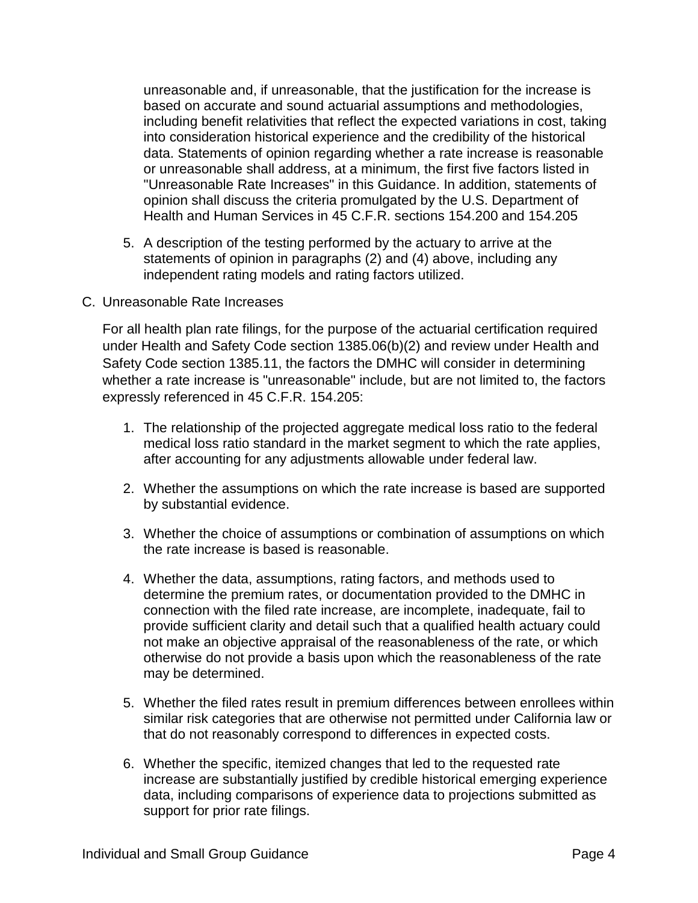unreasonable and, if unreasonable, that the justification for the increase is based on accurate and sound actuarial assumptions and methodologies, including benefit relativities that reflect the expected variations in cost, taking into consideration historical experience and the credibility of the historical data. Statements of opinion regarding whether a rate increase is reasonable or unreasonable shall address, at a minimum, the first five factors listed in "Unreasonable Rate Increases" in this Guidance. In addition, statements of opinion shall discuss the criteria promulgated by the U.S. Department of Health and Human Services in 45 C.F.R. sections 154.200 and 154.205

5. A description of the testing performed by the actuary to arrive at the statements of opinion in paragraphs (2) and (4) above, including any independent rating models and rating factors utilized.

C. Unreasonable Rate Increases

For all health plan rate filings, for the purpose of the actuarial certification required under Health and Safety Code section 1385.06(b)(2) and review under Health and Safety Code section 1385.11, the factors the DMHC will consider in determining whether a rate increase is "unreasonable" include, but are not limited to, the factors expressly referenced in 45 C.F.R. 154.205:

1. The relationship of the projected aggregate medical loss ratio to the federal medical loss ratio standard in the market segment to which the rate applies, after accounting for any adjustments allowable under federal law.

2. Whether the assumptions on which the rate increase is based are supported by substantial evidence.

3. Whether the choice of assumptions or combination of assumptions on which the rate increase is based is reasonable.

4. Whether the data, assumptions, rating factors, and methods used to determine the premium rates, or documentation provided to the DMHC in connection with the filed rate increase, are incomplete, inadequate, fail to provide sufficient clarity and detail such that a qualified health actuary could not make an objective appraisal of the reasonableness of the rate, or which otherwise do not provide a basis upon which the reasonableness of the rate may be determined.

5. Whether the filed rates result in premium differences between enrollees within similar risk categories that are otherwise not permitted under California law or that do not reasonably correspond to differences in expected costs.

6. Whether the specific, itemized changes that led to the requested rate increase are substantially justified by credible historical emerging experience data, including comparisons of experience data to projections submitted as support for prior rate filings.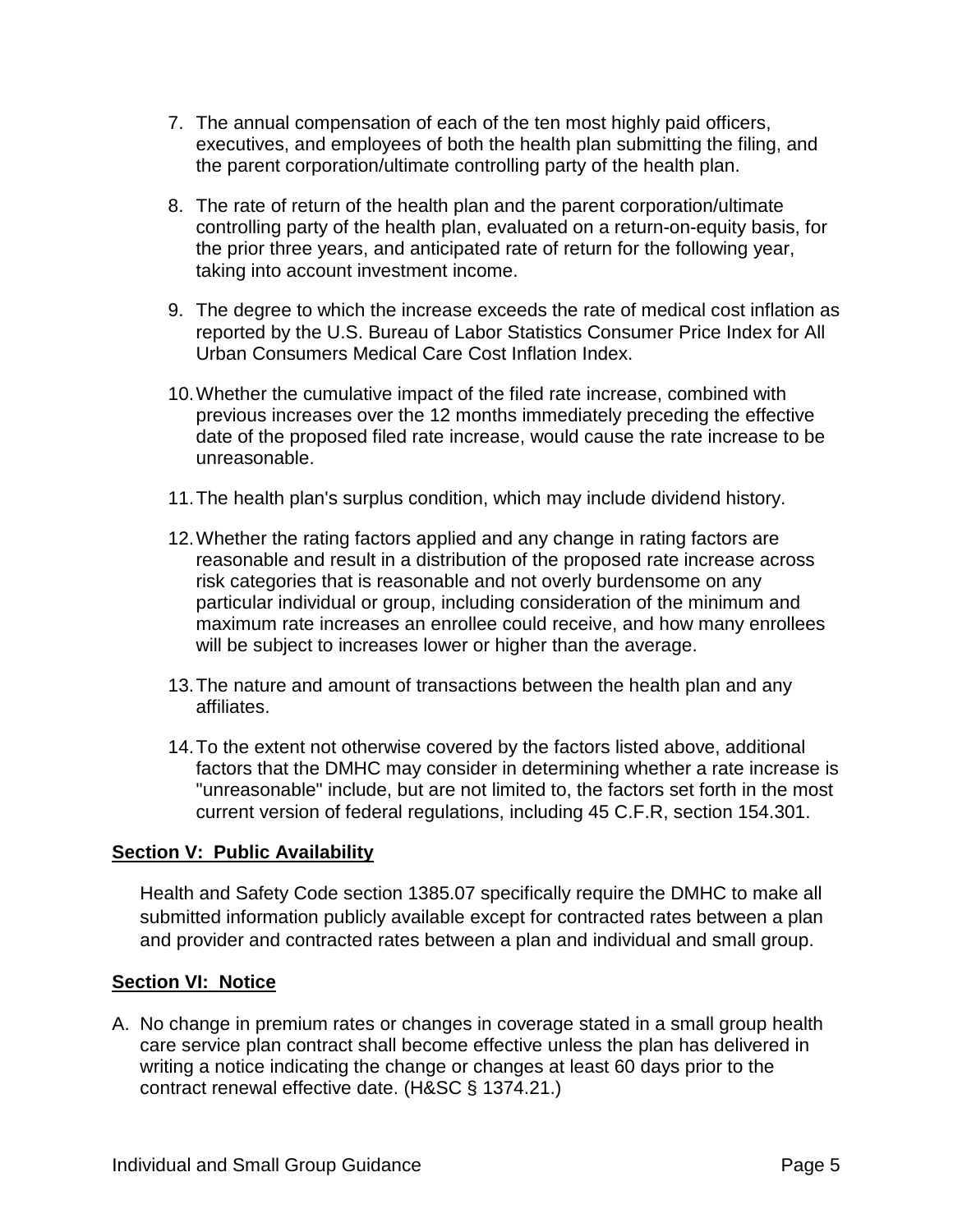7. The annual compensation of each of the ten most highly paid officers, executives, and employees of both the health plan submitting the filing, and the parent corporation/ultimate controlling party of the health plan.

8. The rate of return of the health plan and the parent corporation/ultimate controlling party of the health plan, evaluated on a return-on-equity basis, for the prior three years, and anticipated rate of return for the following year, taking into account investment income.

9. The degree to which the increase exceeds the rate of medical cost inflation as reported by the U.S. Bureau of Labor Statistics Consumer Price Index for All Urban Consumers Medical Care Cost Inflation Index.

10. Whether the cumulative impact of the filed rate increase, combined with previous increases over the 12 months immediately preceding the effective date of the proposed filed rate increase, would cause the rate increase to be unreasonable.

11. The health plan's surplus condition, which may include dividend history.

12. Whether the rating factors applied and any change in rating factors are reasonable and result in a distribution of the proposed rate increase across risk categories that is reasonable and not overly burdensome on any particular individual or group, including consideration of the minimum and maximum rate increases an enrollee could receive, and how many enrollees will be subject to increases lower or higher than the average.

13. The nature and amount of transactions between the health plan and any affiliates.

14. To the extent not otherwise covered by the factors listed above, additional factors that the DMHC may consider in determining whether a rate increase is "unreasonable" include, but are not limited to, the factors set forth in the most current version of federal regulations, including 45 C.F.R, section 154.301.

## Section V: Public Availability

Health and Safety Code section 1385.07 specifically require the DMHC to make all submitted information publicly available except for contracted rates between a plan and provider and contracted rates between a plan and individual and small group.

## Section VI: Notice

A. No change in premium rates or changes in coverage stated in a small group health care service plan contract shall become effective unless the plan has delivered in writing a notice indicating the change or changes at least 60 days prior to the contract renewal effective date. (H&SC § 1374.21.)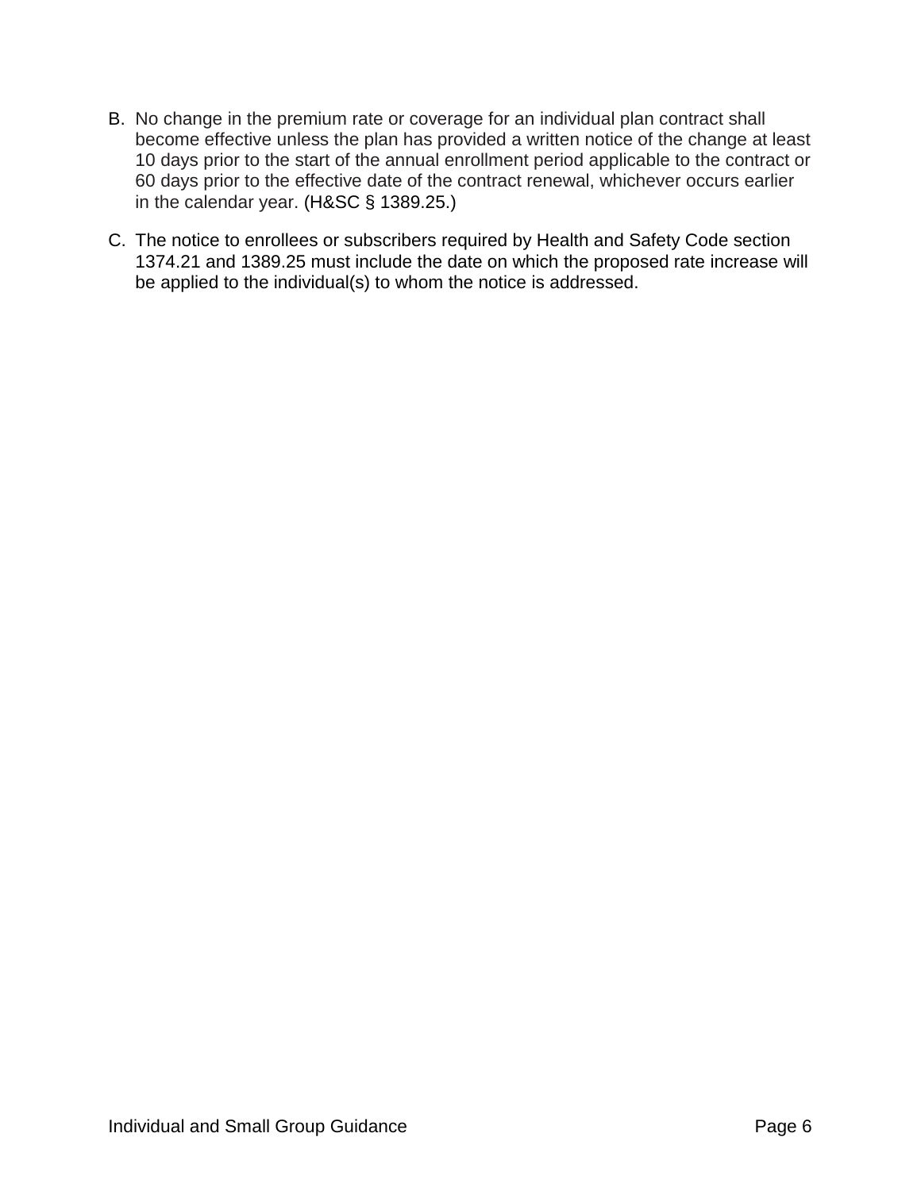B. No change in the premium rate or coverage for an individual plan contract shall become effective unless the plan has provided a written notice of the change at least 10 days prior to the start of the annual enrollment period applicable to the contract or 60 days prior to the effective date of the contract renewal, whichever occurs earlier in the calendar year. (H&SC § 1389.25.)

C. The notice to enrollees or subscribers required by Health and Safety Code section 1374.21 and 1389.25 must include the date on which the proposed rate increase will be applied to the individual(s) to whom the notice is addressed.